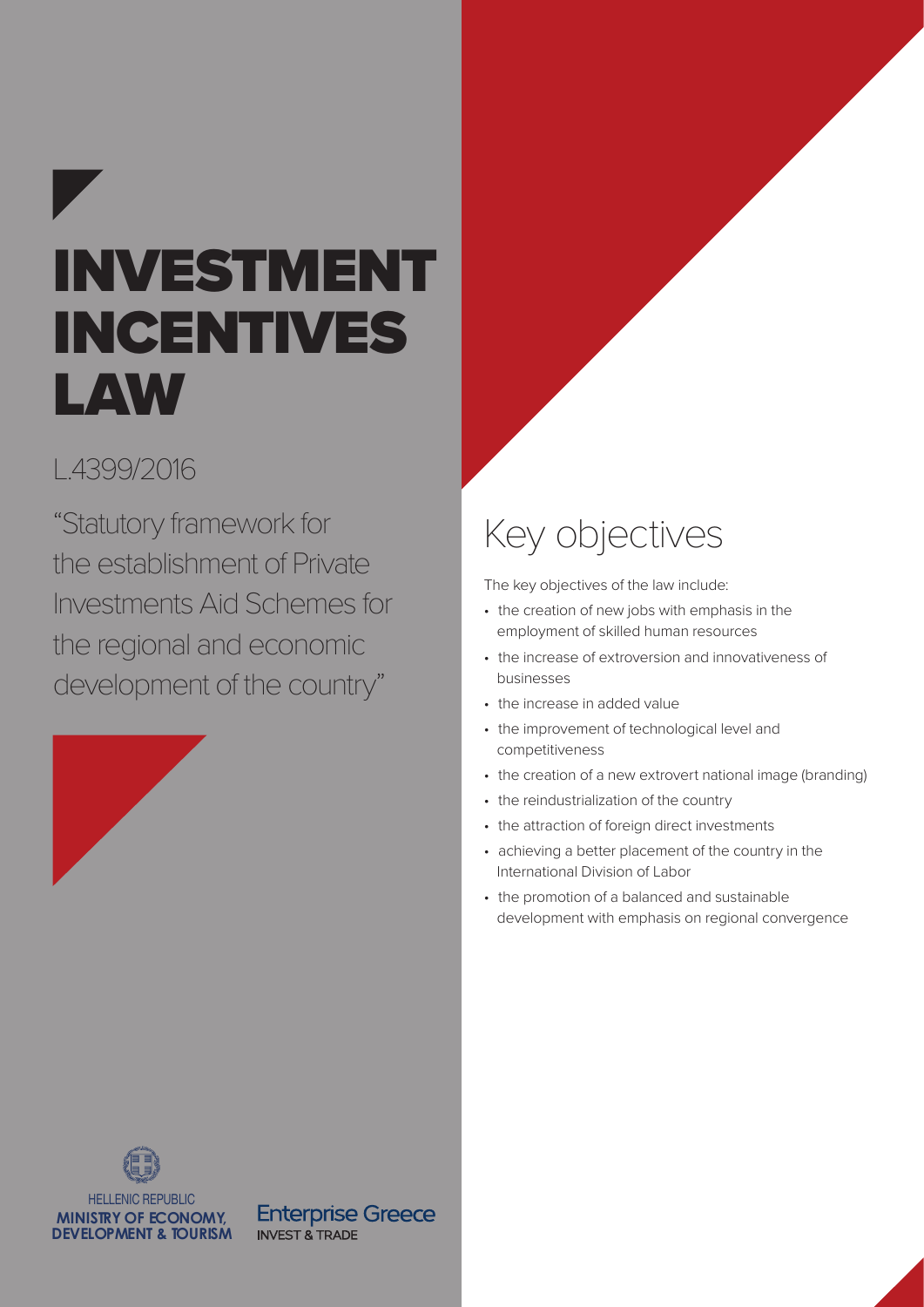# INVESTMENT INCENTIVES LAW

## L.4399/2016

"Statutory framework for the establishment of Private Investments Aid Schemes for the regional and economic development of the country"

## Key objectives

The key objectives of the law include:

- the creation of new jobs with emphasis in the employment of skilled human resources
- the increase of extroversion and innovativeness of businesses
- the increase in added value
- the improvement of technological level and competitiveness
- the creation of a new extrovert national image (branding)
- the reindustrialization of the country
- the attraction of foreign direct investments
- achieving a better placement of the country in the International Division of Labor
- the promotion of a balanced and sustainable development with emphasis on regional convergence

HELLENIC REPUBLIC
MINISTRY OF ECONOMY, DEVELOPMENT & TOURISM

Enterprise Greece
INVEST & TRADE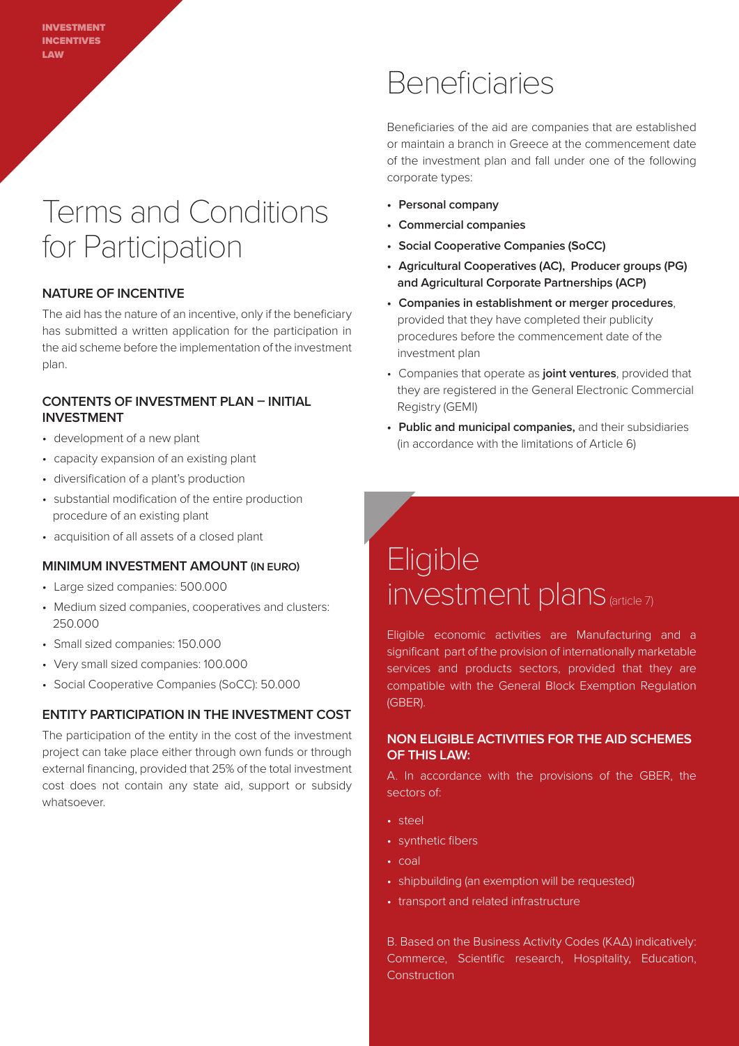# Terms and Conditions for Participation

### NATURE OF INCENTIVE

The aid has the nature of an incentive, only if the beneficiary has submitted a written application for the participation in the aid scheme before the implementation of the investment plan.

### CONTENTS OF INVESTMENT PLAN – INITIAL INVESTMENT

- development of a new plant
- capacity expansion of an existing plant
- diversification of a plant's production
- substantial modification of the entire production procedure of an existing plant
- acquisition of all assets of a closed plant

### MINIMUM INVESTMENT AMOUNT (IN EURO)

- Large sized companies: 500.000
- Medium sized companies, cooperatives and clusters: 250.000
- Small sized companies: 150.000
- Very small sized companies: 100.000
- Social Cooperative Companies (SoCC): 50.000

### ENTITY PARTICIPATION IN THE INVESTMENT COST

The participation of the entity in the cost of the investment project can take place either through own funds or through external financing, provided that 25% of the total investment cost does not contain any state aid, support or subsidy whatsoever.

# Beneficiaries

Beneficiaries of the aid are companies that are established or maintain a branch in Greece at the commencement date of the investment plan and fall under one of the following corporate types:

- **Personal company**
- **Commercial companies**
- **Social Cooperative Companies (SoCC)**
- **Agricultural Cooperatives (AC), Producer groups (PG) and Agricultural Corporate Partnerships (ACP)**
- **Companies in establishment or merger procedures**, provided that they have completed their publicity procedures before the commencement date of the investment plan
- Companies that operate as **joint ventures**, provided that they are registered in the General Electronic Commercial Registry (GEMI)
- **Public and municipal companies,** and their subsidiaries (in accordance with the limitations of Article 6)

# Eligible investment plans (article 7)

Eligible economic activities are Manufacturing and a significant part of the provision of internationally marketable services and products sectors, provided that they are compatible with the General Block Exemption Regulation (GBER).

### NON ELIGIBLE ACTIVITIES FOR THE AID SCHEMES OF THIS LAW:

A. In accordance with the provisions of the GBER, the sectors of:

- steel
- synthetic fibers
- coal
- shipbuilding (an exemption will be requested)
- transport and related infrastructure

B. Based on the Business Activity Codes (ΚΑΔ) indicatively: Commerce, Scientific research, Hospitality, Education, Construction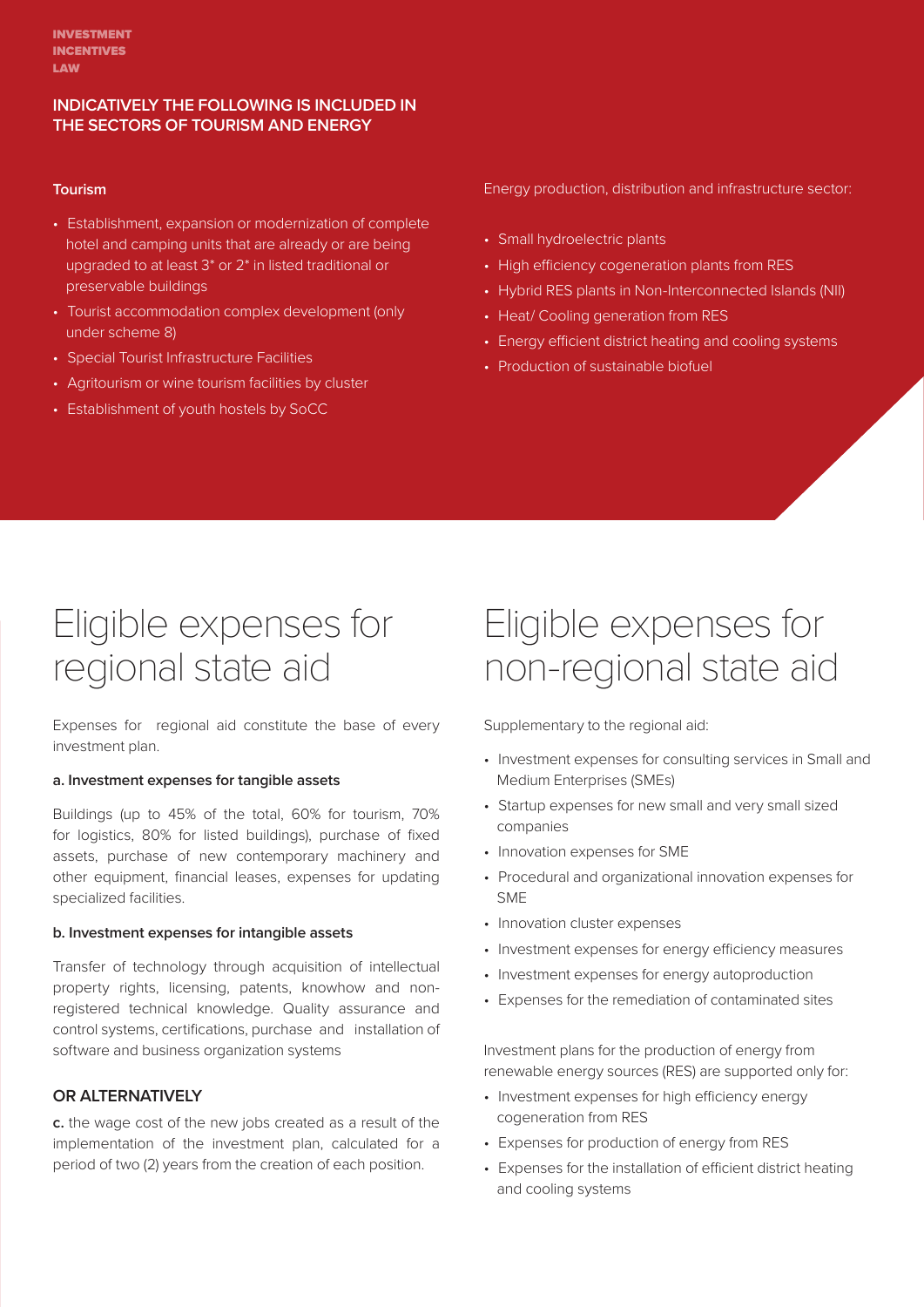## INDICATIVELY THE FOLLOWING IS INCLUDED IN THE SECTORS OF TOURISM AND ENERGY

**Tourism**

- Establishment, expansion or modernization of complete hotel and camping units that are already or are being upgraded to at least 3* or 2* in listed traditional or preservable buildings
- Tourist accommodation complex development (only under scheme 8)
- Special Tourist Infrastructure Facilities
- Agritourism or wine tourism facilities by cluster
- Establishment of youth hostels by SoCC

Energy production, distribution and infrastructure sector:

- Small hydroelectric plants
- High efficiency cogeneration plants from RES
- Hybrid RES plants in Non-Interconnected Islands (NII)
- Heat/ Cooling generation from RES
- Energy efficient district heating and cooling systems
- Production of sustainable biofuel

# Eligible expenses for regional state aid

Expenses for regional aid constitute the base of every investment plan.

**a. Investment expenses for tangible assets**

Buildings (up to 45% of the total, 60% for tourism, 70% for logistics, 80% for listed buildings), purchase of fixed assets, purchase of new contemporary machinery and other equipment, financial leases, expenses for updating specialized facilities.

**b. Investment expenses for intangible assets**

Transfer of technology through acquisition of intellectual property rights, licensing, patents, knowhow and non-registered technical knowledge. Quality assurance and control systems, certifications, purchase and installation of software and business organization systems

**OR ALTERNATIVELY**

**c.** the wage cost of the new jobs created as a result of the implementation of the investment plan, calculated for a period of two (2) years from the creation of each position.

# Eligible expenses for non-regional state aid

Supplementary to the regional aid:

- Investment expenses for consulting services in Small and Medium Enterprises (SMEs)
- Startup expenses for new small and very small sized companies
- Innovation expenses for SME
- Procedural and organizational innovation expenses for SME
- Innovation cluster expenses
- Investment expenses for energy efficiency measures
- Investment expenses for energy autoproduction
- Expenses for the remediation of contaminated sites

Investment plans for the production of energy from renewable energy sources (RES) are supported only for:

- Investment expenses for high efficiency energy cogeneration from RES
- Expenses for production of energy from RES
- Expenses for the installation of efficient district heating and cooling systems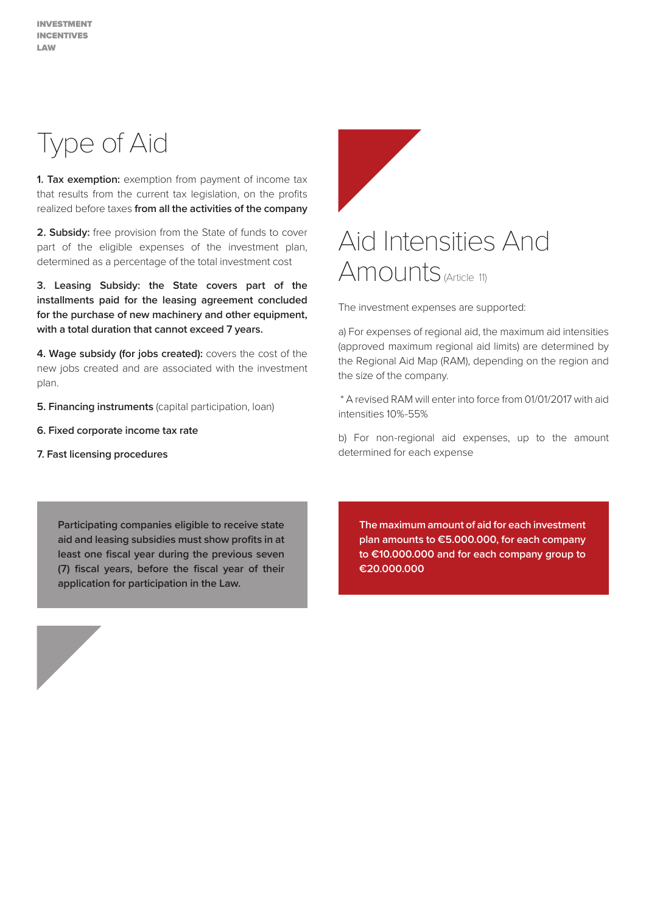# Type of Aid

**1. Tax exemption:** exemption from payment of income tax that results from the current tax legislation, on the profits realized before taxes **from all the activities of the company**

**2. Subsidy:** free provision from the State of funds to cover part of the eligible expenses of the investment plan, determined as a percentage of the total investment cost

**3. Leasing Subsidy: the State covers part of the installments paid for the leasing agreement concluded for the purchase of new machinery and other equipment, with a total duration that cannot exceed 7 years.**

**4. Wage subsidy (for jobs created):** covers the cost of the new jobs created and are associated with the investment plan.

**5. Financing instruments** (capital participation, loan)

**6. Fixed corporate income tax rate**

**7. Fast licensing procedures**

**Participating companies eligible to receive state aid and leasing subsidies must show profits in at least one fiscal year during the previous seven (7) fiscal years, before the fiscal year of their application for participation in the Law.**

# Aid Intensities And Amounts (Article 11)

The investment expenses are supported:

a) For expenses of regional aid, the maximum aid intensities (approved maximum regional aid limits) are determined by the Regional Aid Map (RAM), depending on the region and the size of the company.

* A revised RAM will enter into force from 01/01/2017 with aid intensities 10%-55%

b) For non-regional aid expenses, up to the amount determined for each expense

**The maximum amount of aid for each investment plan amounts to €5.000.000, for each company to €10.000.000 and for each company group to €20.000.000**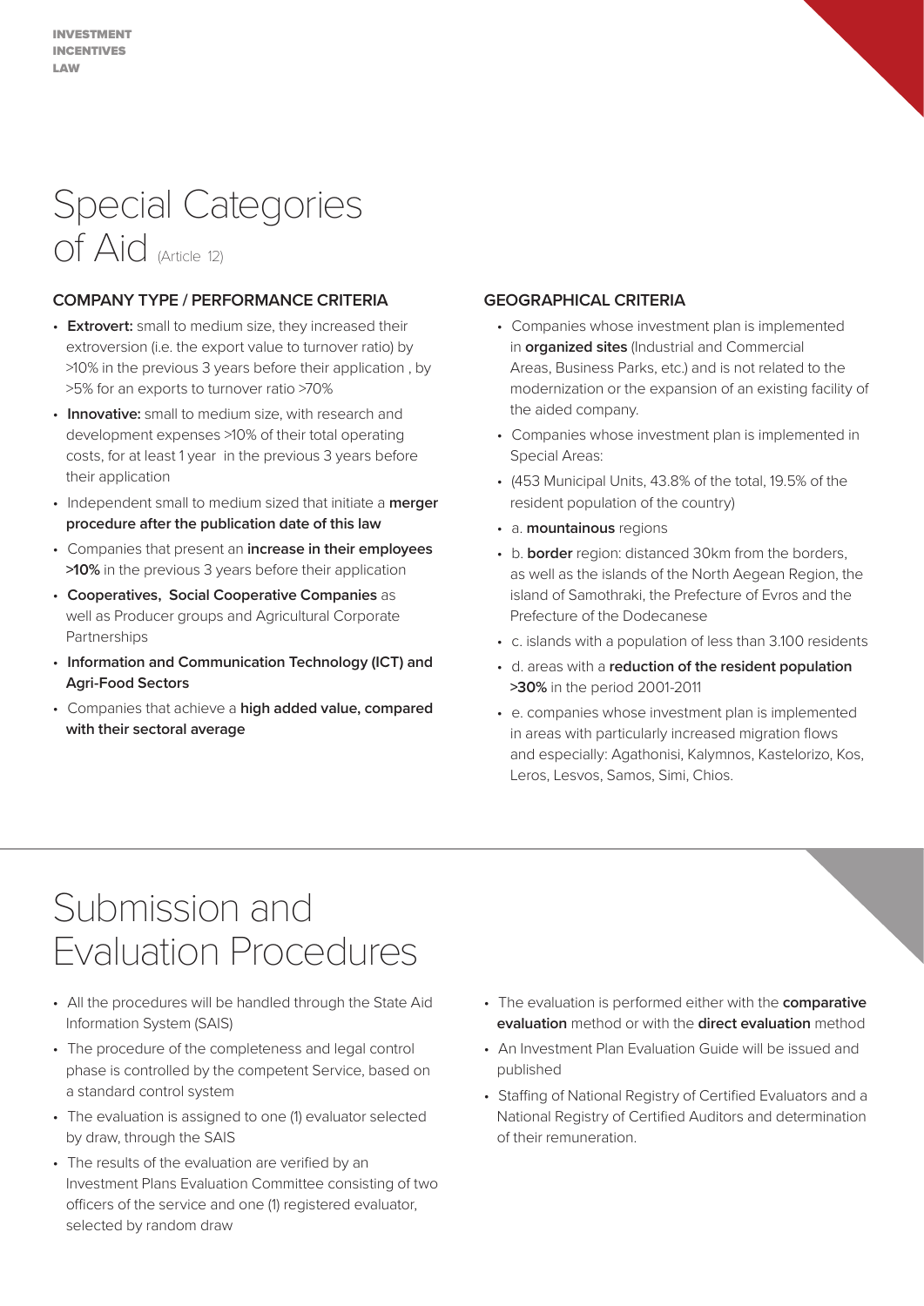# Special Categories of Aid (Article 12)

### COMPANY TYPE / PERFORMANCE CRITERIA

- **Extrovert:** small to medium size, they increased their extroversion (i.e. the export value to turnover ratio) by >10% in the previous 3 years before their application , by >5% for an exports to turnover ratio >70%
- **Innovative:** small to medium size, with research and development expenses >10% of their total operating costs, for at least 1 year in the previous 3 years before their application
- Independent small to medium sized that initiate a **merger procedure after the publication date of this law**
- Companies that present an **increase in their employees >10%** in the previous 3 years before their application
- **Cooperatives, Social Cooperative Companies** as well as Producer groups and Agricultural Corporate Partnerships
- **Information and Communication Technology (ICT) and Agri-Food Sectors**
- Companies that achieve a **high added value, compared with their sectoral average**

### GEOGRAPHICAL CRITERIA

- Companies whose investment plan is implemented in **organized sites** (Industrial and Commercial Areas, Business Parks, etc.) and is not related to the modernization or the expansion of an existing facility of the aided company.
- Companies whose investment plan is implemented in Special Areas:
- (453 Municipal Units, 43.8% of the total, 19.5% of the resident population of the country)
- a. **mountainous** regions
- b. **border** region: distanced 30km from the borders, as well as the islands of the North Aegean Region, the island of Samothraki, the Prefecture of Evros and the Prefecture of the Dodecanese
- c. islands with a population of less than 3.100 residents
- d. areas with a **reduction of the resident population >30%** in the period 2001-2011
- e. companies whose investment plan is implemented in areas with particularly increased migration flows and especially: Agathonisi, Kalymnos, Kastelorizo, Kos, Leros, Lesvos, Samos, Simi, Chios.

# Submission and Evaluation Procedures

- All the procedures will be handled through the State Aid Information System (SAIS)
- The procedure of the completeness and legal control phase is controlled by the competent Service, based on a standard control system
- The evaluation is assigned to one (1) evaluator selected by draw, through the SAIS
- The results of the evaluation are verified by an Investment Plans Evaluation Committee consisting of two officers of the service and one (1) registered evaluator, selected by random draw
- The evaluation is performed either with the **comparative evaluation** method or with the **direct evaluation** method
- An Investment Plan Evaluation Guide will be issued and published
- Staffing of National Registry of Certified Evaluators and a National Registry of Certified Auditors and determination of their remuneration.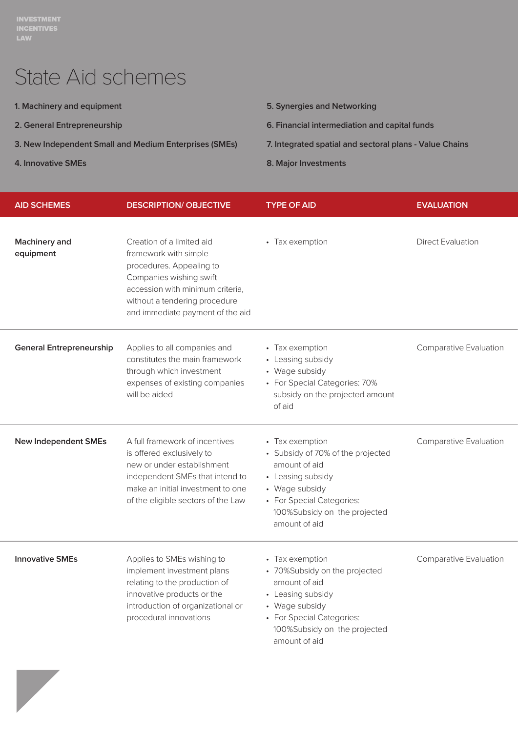INVESTMENT INCENTIVES LAW

# State Aid schemes

1. Machinery and equipment
2. General Entrepreneurship
3. New Independent Small and Medium Enterprises (SMEs)
4. Innovative SMEs
5. Synergies and Networking
6. Financial intermediation and capital funds
7. Integrated spatial and sectoral plans - Value Chains
8. Major Investments

| AID SCHEMES | DESCRIPTION/ OBJECTIVE | TYPE OF AID | EVALUATION |
|---|---|---|---|
| **Machinery and equipment** | Creation of a limited aid framework with simple procedures. Appealing to Companies wishing swift accession with minimum criteria, without a tendering procedure and immediate payment of the aid | • Tax exemption | Direct Evaluation |
| **General Entrepreneurship** | Applies to all companies and constitutes the main framework through which investment expenses of existing companies will be aided | • Tax exemption<br>• Leasing subsidy<br>• Wage subsidy<br>• For Special Categories: 70% subsidy on the projected amount of aid | Comparative Evaluation |
| **New Independent SMEs** | A full framework of incentives is offered exclusively to new or under establishment independent SMEs that intend to make an initial investment to one of the eligible sectors of the Law | • Tax exemption<br>• Subsidy of 70% of the projected amount of aid<br>• Leasing subsidy<br>• Wage subsidy<br>• For Special Categories: 100%Subsidy on the projected amount of aid | Comparative Evaluation |
| **Innovative SMEs** | Applies to SMEs wishing to implement investment plans relating to the production of innovative products or the introduction of organizational or procedural innovations | • Tax exemption<br>• 70%Subsidy on the projected amount of aid<br>• Leasing subsidy<br>• Wage subsidy<br>• For Special Categories: 100%Subsidy on the projected amount of aid | Comparative Evaluation |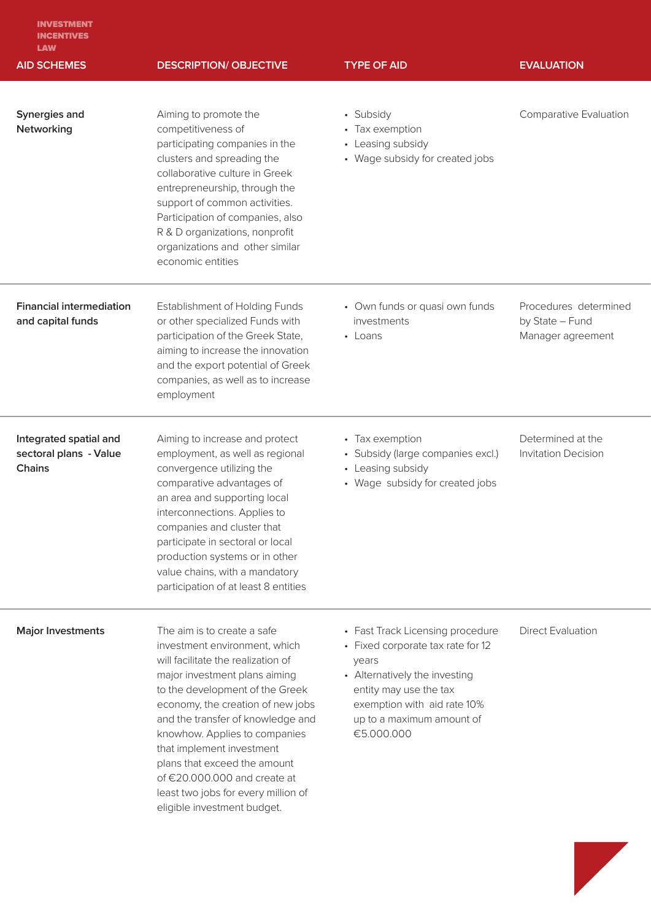INVESTMENT INCENTIVES LAW

| AID SCHEMES | DESCRIPTION/ OBJECTIVE | TYPE OF AID | EVALUATION |
|---|---|---|---|
| **Synergies and Networking** | Aiming to promote the competitiveness of participating companies in the clusters and spreading the collaborative culture in Greek entrepreneurship, through the support of common activities. Participation of companies, also R & D organizations, nonprofit organizations and other similar economic entities | • Subsidy<br>• Tax exemption<br>• Leasing subsidy<br>• Wage subsidy for created jobs | Comparative Evaluation |
| **Financial intermediation and capital funds** | Establishment of Holding Funds or other specialized Funds with participation of the Greek State, aiming to increase the innovation and the export potential of Greek companies, as well as to increase employment | • Own funds or quasi own funds investments<br>• Loans | Procedures determined by State – Fund Manager agreement |
| **Integrated spatial and sectoral plans - Value Chains** | Aiming to increase and protect employment, as well as regional convergence utilizing the comparative advantages of an area and supporting local interconnections. Applies to companies and cluster that participate in sectoral or local production systems or in other value chains, with a mandatory participation of at least 8 entities | • Tax exemption<br>• Subsidy (large companies excl.)<br>• Leasing subsidy<br>• Wage subsidy for created jobs | Determined at the Invitation Decision |
| **Major Investments** | The aim is to create a safe investment environment, which will facilitate the realization of major investment plans aiming to the development of the Greek economy, the creation of new jobs and the transfer of knowledge and knowhow. Applies to companies that implement investment plans that exceed the amount of €20.000.000 and create at least two jobs for every million of eligible investment budget. | • Fast Track Licensing procedure<br>• Fixed corporate tax rate for 12 years<br>• Alternatively the investing entity may use the tax exemption with aid rate 10% up to a maximum amount of €5.000.000 | Direct Evaluation |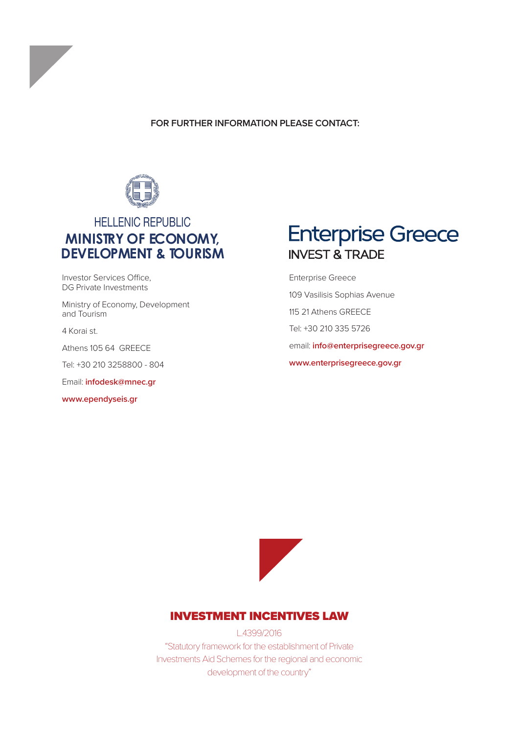**FOR FURTHER INFORMATION PLEASE CONTACT:**

HELLENIC REPUBLIC
**MINISTRY OF ECONOMY, DEVELOPMENT & TOURISM**

Investor Services Office,
DG Private Investments

Ministry of Economy, Development
and Tourism

4 Korai st.

Athens 105 64 GREECE

Tel: +30 210 3258800 - 804

Email: **infodesk@mnec.gr**

**www.ependyseis.gr**

Enterprise Greece
INVEST & TRADE

Enterprise Greece

109 Vasilisis Sophias Avenue

115 21 Athens GREECE

Tel: +30 210 335 5726

email: **info@enterprisegreece.gov.gr**

**www.enterprisegreece.gov.gr**

## INVESTMENT INCENTIVES LAW

L.4399/2016

"Statutory framework for the establishment of Private Investments Aid Schemes for the regional and economic development of the country"